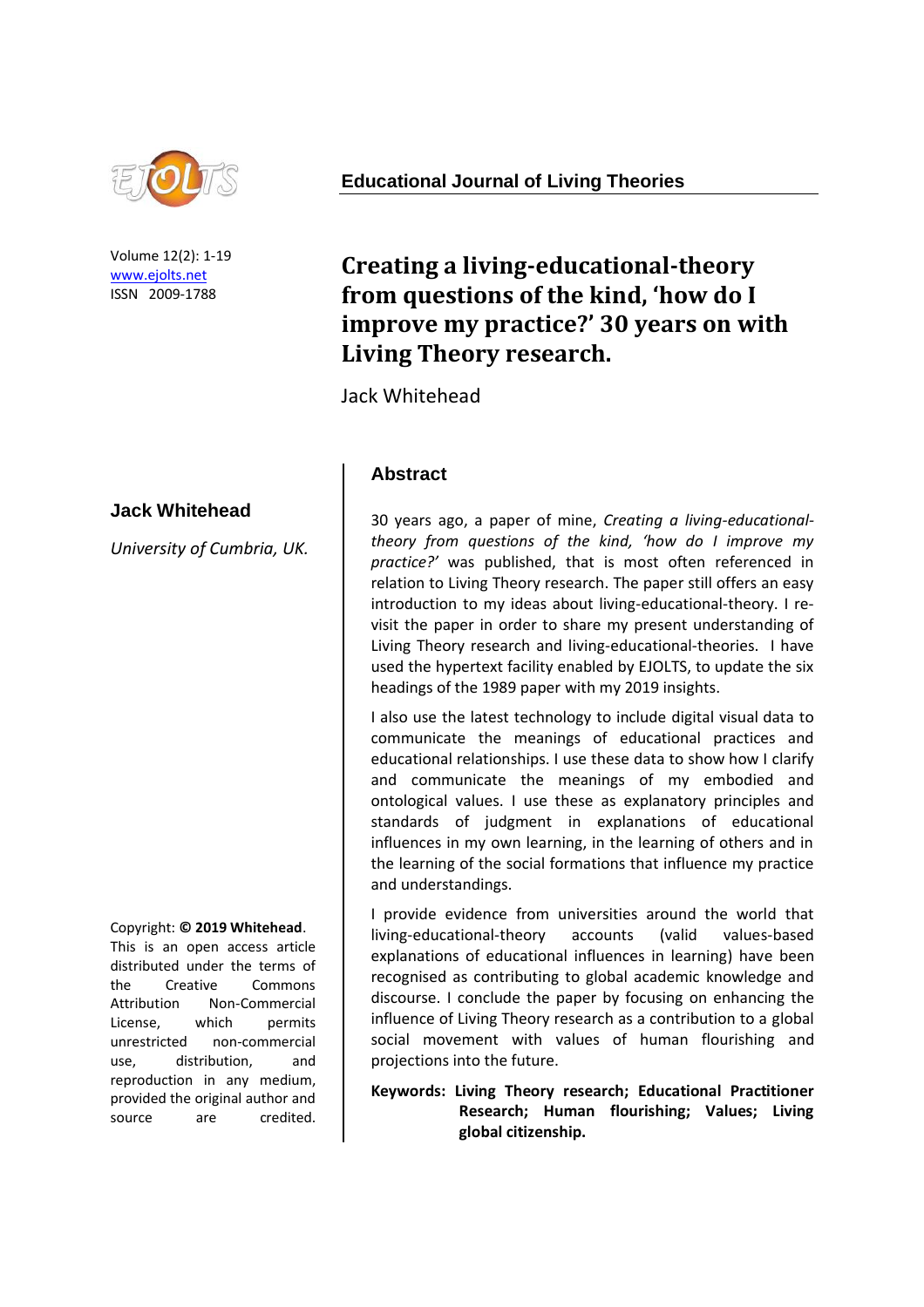**Educational Journal of Living Theories**

Volume 12(2): 1-19
www.ejolts.net
ISSN 2009-1788

# Creating a living-educational-theory from questions of the kind, 'how do I improve my practice?' 30 years on with Living Theory research.

Jack Whitehead

**Jack Whitehead**

*University of Cumbria, UK.*

Copyright: **© 2019 Whitehead**. This is an open access article distributed under the terms of the Creative Commons Attribution Non-Commercial License, which permits unrestricted non-commercial use, distribution, and reproduction in any medium, provided the original author and source are credited.

## Abstract

30 years ago, a paper of mine, *Creating a living-educational-theory from questions of the kind, 'how do I improve my practice?'* was published, that is most often referenced in relation to Living Theory research. The paper still offers an easy introduction to my ideas about living-educational-theory. I re-visit the paper in order to share my present understanding of Living Theory research and living-educational-theories. I have used the hypertext facility enabled by EJOLTS, to update the six headings of the 1989 paper with my 2019 insights.

I also use the latest technology to include digital visual data to communicate the meanings of educational practices and educational relationships. I use these data to show how I clarify and communicate the meanings of my embodied and ontological values. I use these as explanatory principles and standards of judgment in explanations of educational influences in my own learning, in the learning of others and in the learning of the social formations that influence my practice and understandings.

I provide evidence from universities around the world that living-educational-theory accounts (valid values-based explanations of educational influences in learning) have been recognised as contributing to global academic knowledge and discourse. I conclude the paper by focusing on enhancing the influence of Living Theory research as a contribution to a global social movement with values of human flourishing and projections into the future.

**Keywords: Living Theory research; Educational Practitioner Research; Human flourishing; Values; Living global citizenship.**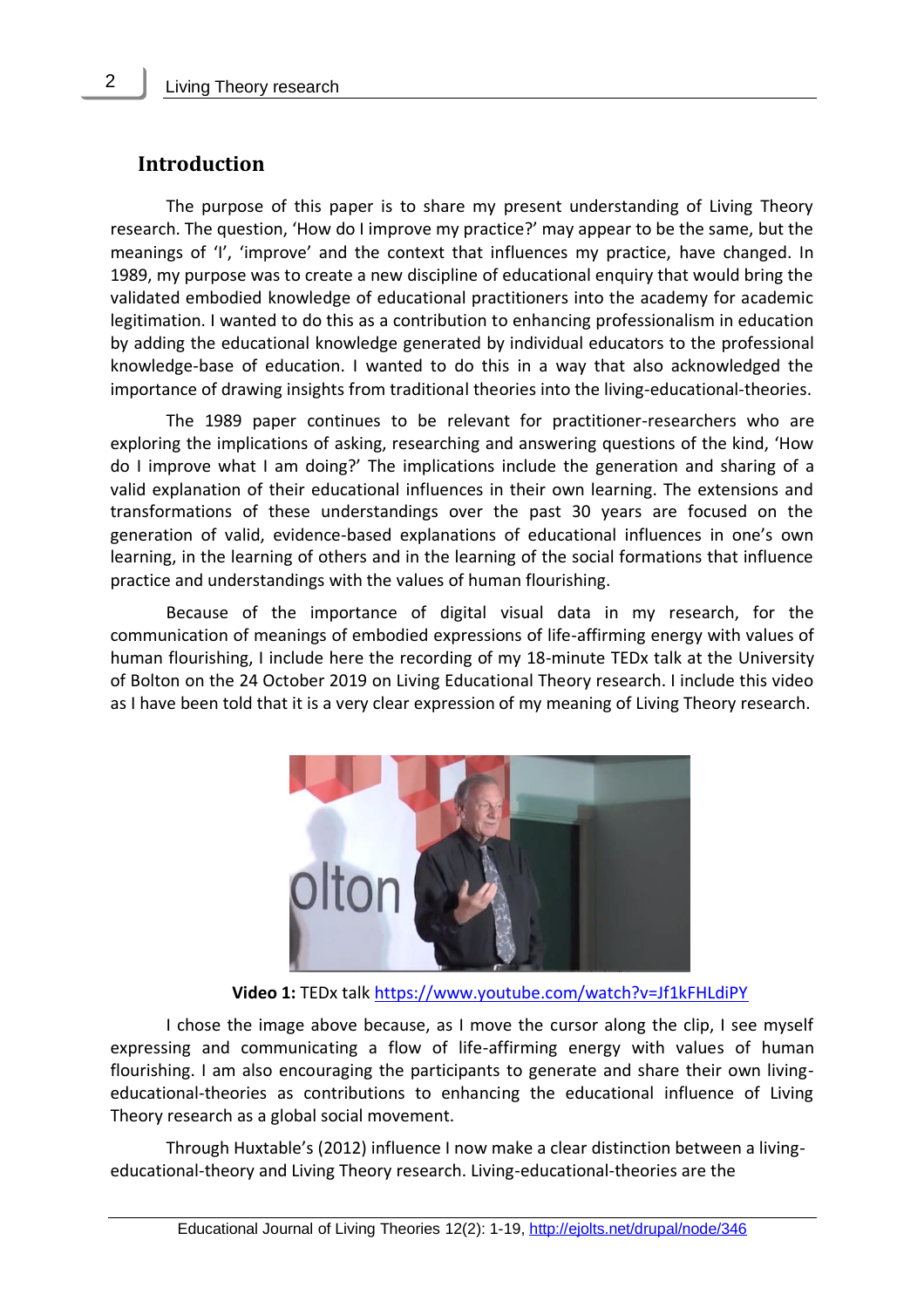## Introduction

The purpose of this paper is to share my present understanding of Living Theory research. The question, 'How do I improve my practice?' may appear to be the same, but the meanings of 'I', 'improve' and the context that influences my practice, have changed. In 1989, my purpose was to create a new discipline of educational enquiry that would bring the validated embodied knowledge of educational practitioners into the academy for academic legitimation. I wanted to do this as a contribution to enhancing professionalism in education by adding the educational knowledge generated by individual educators to the professional knowledge-base of education. I wanted to do this in a way that also acknowledged the importance of drawing insights from traditional theories into the living-educational-theories.

The 1989 paper continues to be relevant for practitioner-researchers who are exploring the implications of asking, researching and answering questions of the kind, 'How do I improve what I am doing?' The implications include the generation and sharing of a valid explanation of their educational influences in their own learning. The extensions and transformations of these understandings over the past 30 years are focused on the generation of valid, evidence-based explanations of educational influences in one's own learning, in the learning of others and in the learning of the social formations that influence practice and understandings with the values of human flourishing.

Because of the importance of digital visual data in my research, for the communication of meanings of embodied expressions of life-affirming energy with values of human flourishing, I include here the recording of my 18-minute TEDx talk at the University of Bolton on the 24 October 2019 on Living Educational Theory research. I include this video as I have been told that it is a very clear expression of my meaning of Living Theory research.

**Video 1:** TEDx talk https://www.youtube.com/watch?v=Jf1kFHLdiPY

I chose the image above because, as I move the cursor along the clip, I see myself expressing and communicating a flow of life-affirming energy with values of human flourishing. I am also encouraging the participants to generate and share their own living-educational-theories as contributions to enhancing the educational influence of Living Theory research as a global social movement.

Through Huxtable's (2012) influence I now make a clear distinction between a living-educational-theory and Living Theory research. Living-educational-theories are the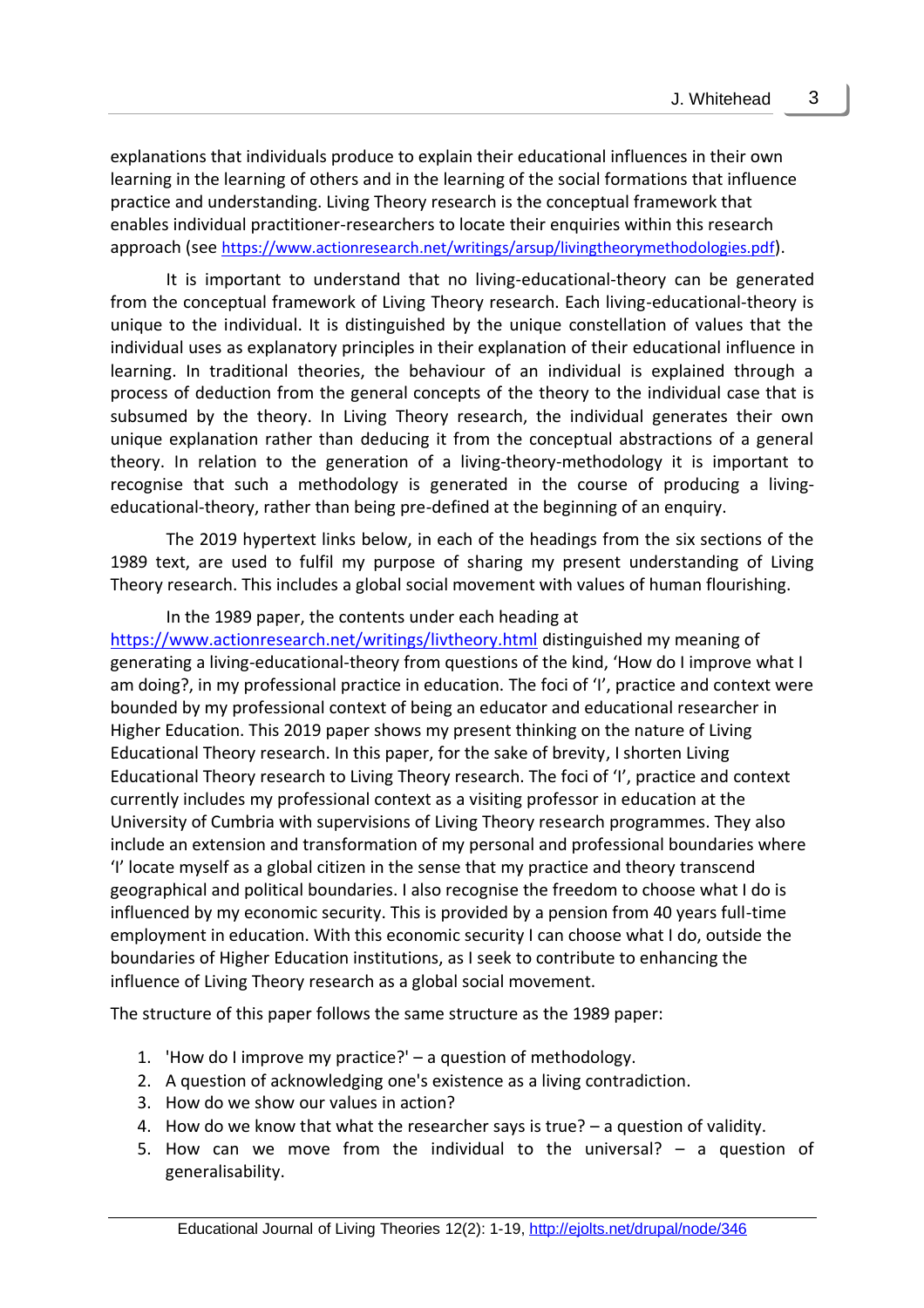explanations that individuals produce to explain their educational influences in their own learning in the learning of others and in the learning of the social formations that influence practice and understanding. Living Theory research is the conceptual framework that enables individual practitioner-researchers to locate their enquiries within this research approach (see https://www.actionresearch.net/writings/arsup/livingtheorymethodologies.pdf).

It is important to understand that no living-educational-theory can be generated from the conceptual framework of Living Theory research. Each living-educational-theory is unique to the individual. It is distinguished by the unique constellation of values that the individual uses as explanatory principles in their explanation of their educational influence in learning. In traditional theories, the behaviour of an individual is explained through a process of deduction from the general concepts of the theory to the individual case that is subsumed by the theory. In Living Theory research, the individual generates their own unique explanation rather than deducing it from the conceptual abstractions of a general theory. In relation to the generation of a living-theory-methodology it is important to recognise that such a methodology is generated in the course of producing a living-educational-theory, rather than being pre-defined at the beginning of an enquiry.

The 2019 hypertext links below, in each of the headings from the six sections of the 1989 text, are used to fulfil my purpose of sharing my present understanding of Living Theory research. This includes a global social movement with values of human flourishing.

In the 1989 paper, the contents under each heading at https://www.actionresearch.net/writings/livtheory.html distinguished my meaning of generating a living-educational-theory from questions of the kind, 'How do I improve what I am doing?, in my professional practice in education. The foci of 'I', practice and context were bounded by my professional context of being an educator and educational researcher in Higher Education. This 2019 paper shows my present thinking on the nature of Living Educational Theory research. In this paper, for the sake of brevity, I shorten Living Educational Theory research to Living Theory research. The foci of 'I', practice and context currently includes my professional context as a visiting professor in education at the University of Cumbria with supervisions of Living Theory research programmes. They also include an extension and transformation of my personal and professional boundaries where 'I' locate myself as a global citizen in the sense that my practice and theory transcend geographical and political boundaries. I also recognise the freedom to choose what I do is influenced by my economic security. This is provided by a pension from 40 years full-time employment in education. With this economic security I can choose what I do, outside the boundaries of Higher Education institutions, as I seek to contribute to enhancing the influence of Living Theory research as a global social movement.

The structure of this paper follows the same structure as the 1989 paper:

1. 'How do I improve my practice?' – a question of methodology.
2. A question of acknowledging one's existence as a living contradiction.
3. How do we show our values in action?
4. How do we know that what the researcher says is true? – a question of validity.
5. How can we move from the individual to the universal? – a question of generalisability.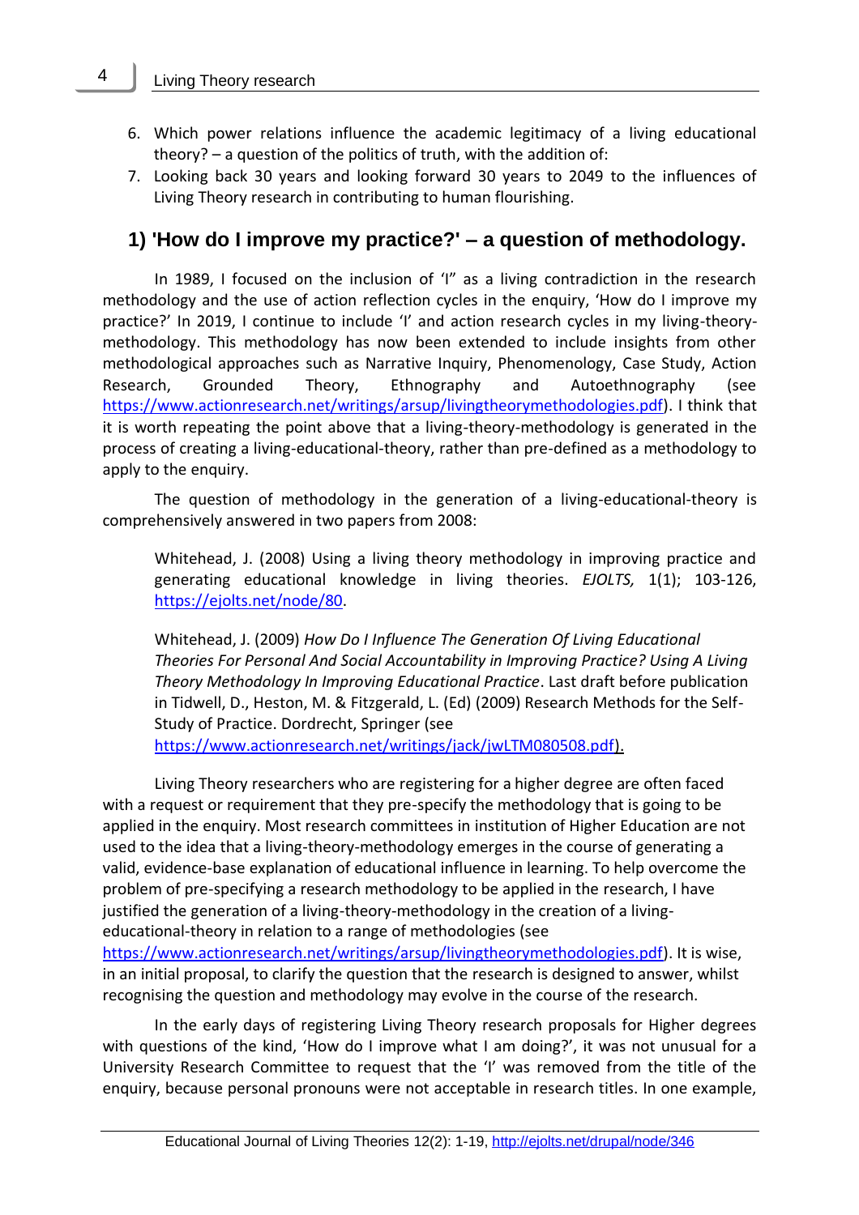6. Which power relations influence the academic legitimacy of a living educational theory? – a question of the politics of truth, with the addition of:
7. Looking back 30 years and looking forward 30 years to 2049 to the influences of Living Theory research in contributing to human flourishing.

## 1) 'How do I improve my practice?' – a question of methodology.

In 1989, I focused on the inclusion of 'I" as a living contradiction in the research methodology and the use of action reflection cycles in the enquiry, 'How do I improve my practice?' In 2019, I continue to include 'I' and action research cycles in my living-theory-methodology. This methodology has now been extended to include insights from other methodological approaches such as Narrative Inquiry, Phenomenology, Case Study, Action Research, Grounded Theory, Ethnography and Autoethnography (see https://www.actionresearch.net/writings/arsup/livingtheorymethodologies.pdf). I think that it is worth repeating the point above that a living-theory-methodology is generated in the process of creating a living-educational-theory, rather than pre-defined as a methodology to apply to the enquiry.

The question of methodology in the generation of a living-educational-theory is comprehensively answered in two papers from 2008:

> Whitehead, J. (2008) Using a living theory methodology in improving practice and generating educational knowledge in living theories. *EJOLTS,* 1(1); 103-126, https://ejolts.net/node/80.
>
> Whitehead, J. (2009) *How Do I Influence The Generation Of Living Educational Theories For Personal And Social Accountability in Improving Practice? Using A Living Theory Methodology In Improving Educational Practice*. Last draft before publication in Tidwell, D., Heston, M. & Fitzgerald, L. (Ed) (2009) Research Methods for the Self-Study of Practice. Dordrecht, Springer (see https://www.actionresearch.net/writings/jack/jwLTM080508.pdf).

Living Theory researchers who are registering for a higher degree are often faced with a request or requirement that they pre-specify the methodology that is going to be applied in the enquiry. Most research committees in institution of Higher Education are not used to the idea that a living-theory-methodology emerges in the course of generating a valid, evidence-base explanation of educational influence in learning. To help overcome the problem of pre-specifying a research methodology to be applied in the research, I have justified the generation of a living-theory-methodology in the creation of a living-educational-theory in relation to a range of methodologies (see https://www.actionresearch.net/writings/arsup/livingtheorymethodologies.pdf). It is wise, in an initial proposal, to clarify the question that the research is designed to answer, whilst recognising the question and methodology may evolve in the course of the research.

In the early days of registering Living Theory research proposals for Higher degrees with questions of the kind, 'How do I improve what I am doing?', it was not unusual for a University Research Committee to request that the 'I' was removed from the title of the enquiry, because personal pronouns were not acceptable in research titles. In one example,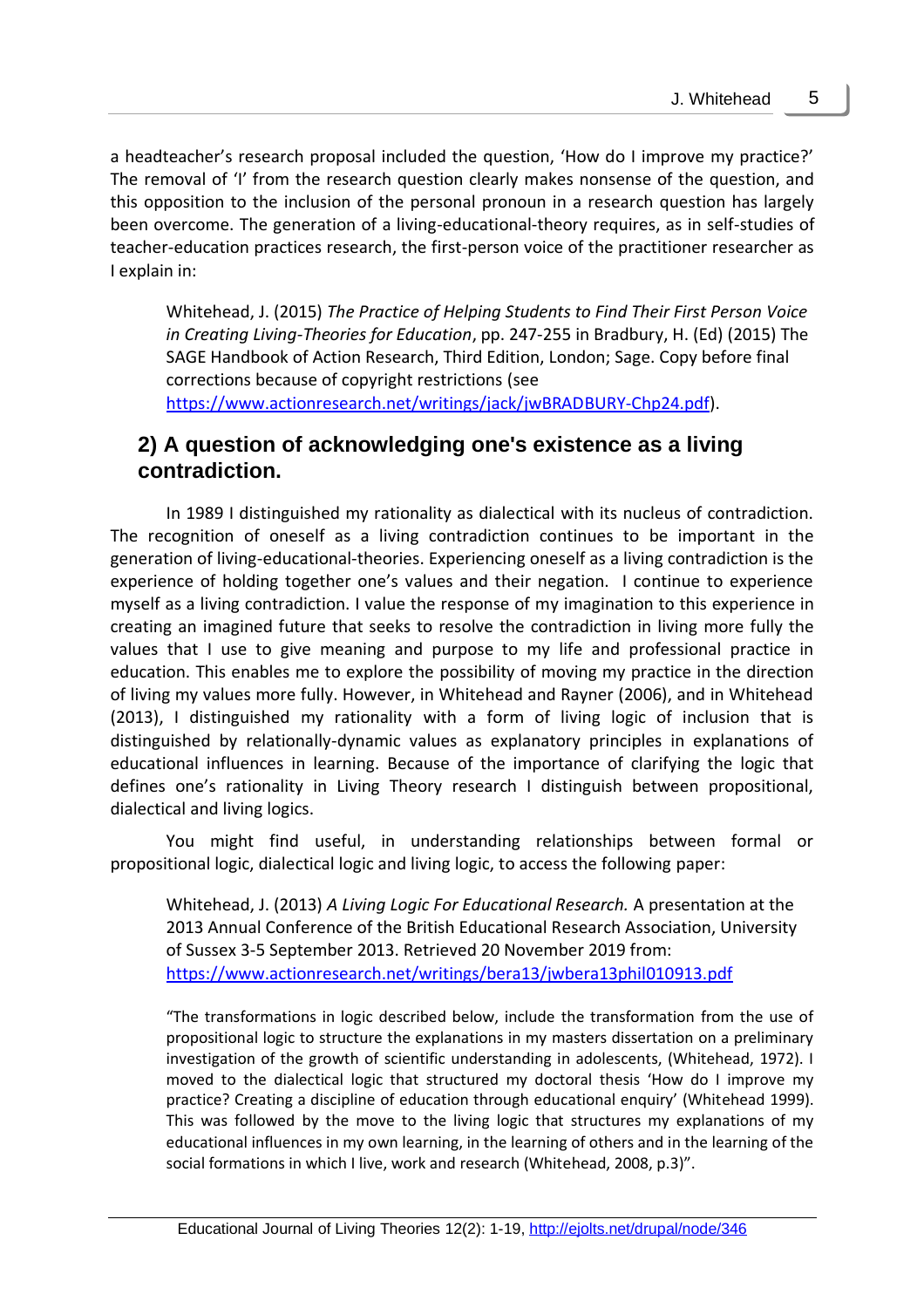a headteacher's research proposal included the question, 'How do I improve my practice?' The removal of 'I' from the research question clearly makes nonsense of the question, and this opposition to the inclusion of the personal pronoun in a research question has largely been overcome. The generation of a living-educational-theory requires, as in self-studies of teacher-education practices research, the first-person voice of the practitioner researcher as I explain in:

> Whitehead, J. (2015) *The Practice of Helping Students to Find Their First Person Voice in Creating Living-Theories for Education*, pp. 247-255 in Bradbury, H. (Ed) (2015) The SAGE Handbook of Action Research, Third Edition, London; Sage. Copy before final corrections because of copyright restrictions (see [https://www.actionresearch.net/writings/jack/jwBRADBURY-Chp24.pdf](https://www.actionresearch.net/writings/jack/jwBRADBURY-Chp24.pdf)).

## 2) A question of acknowledging one's existence as a living contradiction.

In 1989 I distinguished my rationality as dialectical with its nucleus of contradiction. The recognition of oneself as a living contradiction continues to be important in the generation of living-educational-theories. Experiencing oneself as a living contradiction is the experience of holding together one's values and their negation. I continue to experience myself as a living contradiction. I value the response of my imagination to this experience in creating an imagined future that seeks to resolve the contradiction in living more fully the values that I use to give meaning and purpose to my life and professional practice in education. This enables me to explore the possibility of moving my practice in the direction of living my values more fully. However, in Whitehead and Rayner (2006), and in Whitehead (2013), I distinguished my rationality with a form of living logic of inclusion that is distinguished by relationally-dynamic values as explanatory principles in explanations of educational influences in learning. Because of the importance of clarifying the logic that defines one's rationality in Living Theory research I distinguish between propositional, dialectical and living logics.

You might find useful, in understanding relationships between formal or propositional logic, dialectical logic and living logic, to access the following paper:

> Whitehead, J. (2013) *A Living Logic For Educational Research.* A presentation at the 2013 Annual Conference of the British Educational Research Association, University of Sussex 3-5 September 2013. Retrieved 20 November 2019 from: [https://www.actionresearch.net/writings/bera13/jwbera13phil010913.pdf](https://www.actionresearch.net/writings/bera13/jwbera13phil010913.pdf)

> "The transformations in logic described below, include the transformation from the use of propositional logic to structure the explanations in my masters dissertation on a preliminary investigation of the growth of scientific understanding in adolescents, (Whitehead, 1972). I moved to the dialectical logic that structured my doctoral thesis 'How do I improve my practice? Creating a discipline of education through educational enquiry' (Whitehead 1999). This was followed by the move to the living logic that structures my explanations of my educational influences in my own learning, in the learning of others and in the learning of the social formations in which I live, work and research (Whitehead, 2008, p.3)".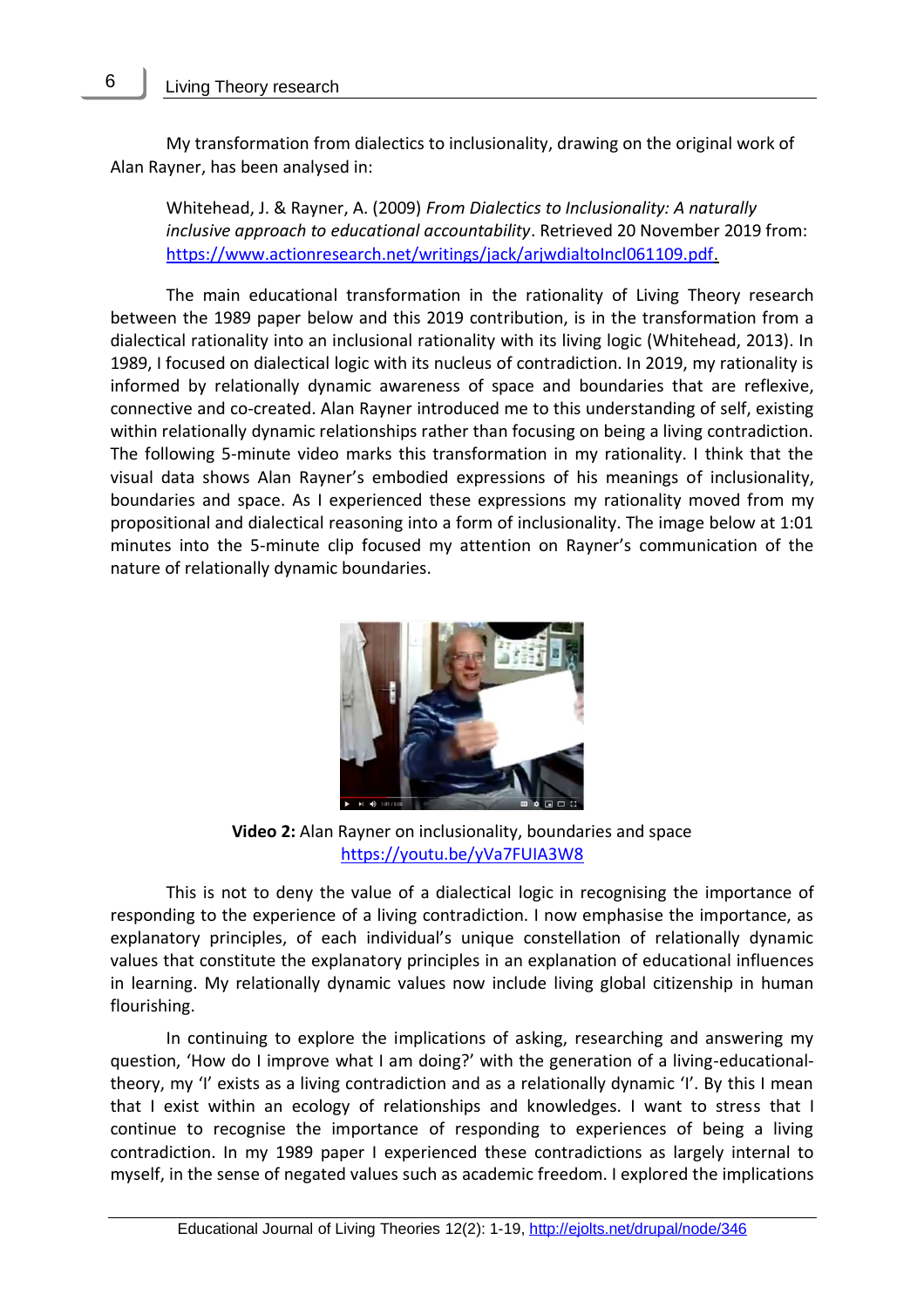My transformation from dialectics to inclusionality, drawing on the original work of Alan Rayner, has been analysed in:

> Whitehead, J. & Rayner, A. (2009) *From Dialectics to Inclusionality: A naturally inclusive approach to educational accountability*. Retrieved 20 November 2019 from: https://www.actionresearch.net/writings/jack/arjwdialtoIncl061109.pdf.

The main educational transformation in the rationality of Living Theory research between the 1989 paper below and this 2019 contribution, is in the transformation from a dialectical rationality into an inclusional rationality with its living logic (Whitehead, 2013). In 1989, I focused on dialectical logic with its nucleus of contradiction. In 2019, my rationality is informed by relationally dynamic awareness of space and boundaries that are reflexive, connective and co-created. Alan Rayner introduced me to this understanding of self, existing within relationally dynamic relationships rather than focusing on being a living contradiction. The following 5-minute video marks this transformation in my rationality. I think that the visual data shows Alan Rayner's embodied expressions of his meanings of inclusionality, boundaries and space. As I experienced these expressions my rationality moved from my propositional and dialectical reasoning into a form of inclusionality. The image below at 1:01 minutes into the 5-minute clip focused my attention on Rayner's communication of the nature of relationally dynamic boundaries.

**Video 2:** Alan Rayner on inclusionality, boundaries and space
https://youtu.be/yVa7FUIA3W8

This is not to deny the value of a dialectical logic in recognising the importance of responding to the experience of a living contradiction. I now emphasise the importance, as explanatory principles, of each individual's unique constellation of relationally dynamic values that constitute the explanatory principles in an explanation of educational influences in learning. My relationally dynamic values now include living global citizenship in human flourishing.

In continuing to explore the implications of asking, researching and answering my question, 'How do I improve what I am doing?' with the generation of a living-educational-theory, my 'I' exists as a living contradiction and as a relationally dynamic 'I'. By this I mean that I exist within an ecology of relationships and knowledges. I want to stress that I continue to recognise the importance of responding to experiences of being a living contradiction. In my 1989 paper I experienced these contradictions as largely internal to myself, in the sense of negated values such as academic freedom. I explored the implications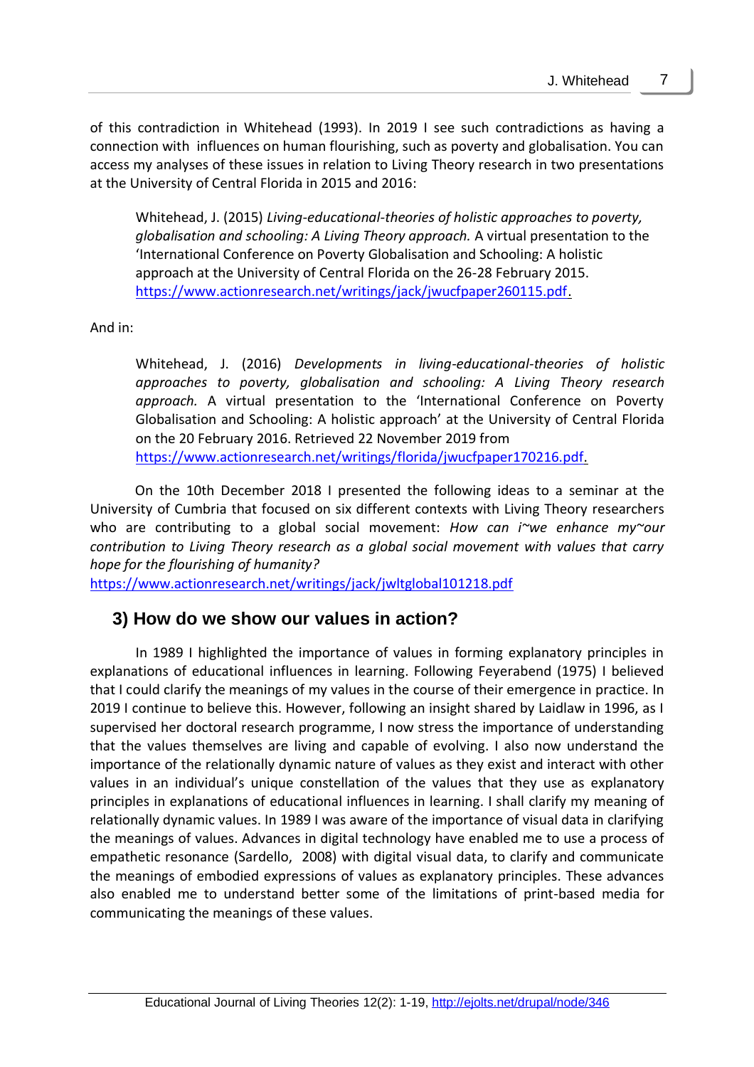of this contradiction in Whitehead (1993). In 2019 I see such contradictions as having a connection with influences on human flourishing, such as poverty and globalisation. You can access my analyses of these issues in relation to Living Theory research in two presentations at the University of Central Florida in 2015 and 2016:

> Whitehead, J. (2015) *Living-educational-theories of holistic approaches to poverty, globalisation and schooling: A Living Theory approach.* A virtual presentation to the 'International Conference on Poverty Globalisation and Schooling: A holistic approach at the University of Central Florida on the 26-28 February 2015. https://www.actionresearch.net/writings/jack/jwucfpaper260115.pdf.

And in:

> Whitehead, J. (2016) *Developments in living-educational-theories of holistic approaches to poverty, globalisation and schooling: A Living Theory research approach.* A virtual presentation to the 'International Conference on Poverty Globalisation and Schooling: A holistic approach' at the University of Central Florida on the 20 February 2016. Retrieved 22 November 2019 from https://www.actionresearch.net/writings/florida/jwucfpaper170216.pdf.

On the 10th December 2018 I presented the following ideas to a seminar at the University of Cumbria that focused on six different contexts with Living Theory researchers who are contributing to a global social movement: *How can i~we enhance my~our contribution to Living Theory research as a global social movement with values that carry hope for the flourishing of humanity?*
https://www.actionresearch.net/writings/jack/jwltglobal101218.pdf

## 3) How do we show our values in action?

In 1989 I highlighted the importance of values in forming explanatory principles in explanations of educational influences in learning. Following Feyerabend (1975) I believed that I could clarify the meanings of my values in the course of their emergence in practice. In 2019 I continue to believe this. However, following an insight shared by Laidlaw in 1996, as I supervised her doctoral research programme, I now stress the importance of understanding that the values themselves are living and capable of evolving. I also now understand the importance of the relationally dynamic nature of values as they exist and interact with other values in an individual's unique constellation of the values that they use as explanatory principles in explanations of educational influences in learning. I shall clarify my meaning of relationally dynamic values. In 1989 I was aware of the importance of visual data in clarifying the meanings of values. Advances in digital technology have enabled me to use a process of empathetic resonance (Sardello, 2008) with digital visual data, to clarify and communicate the meanings of embodied expressions of values as explanatory principles. These advances also enabled me to understand better some of the limitations of print-based media for communicating the meanings of these values.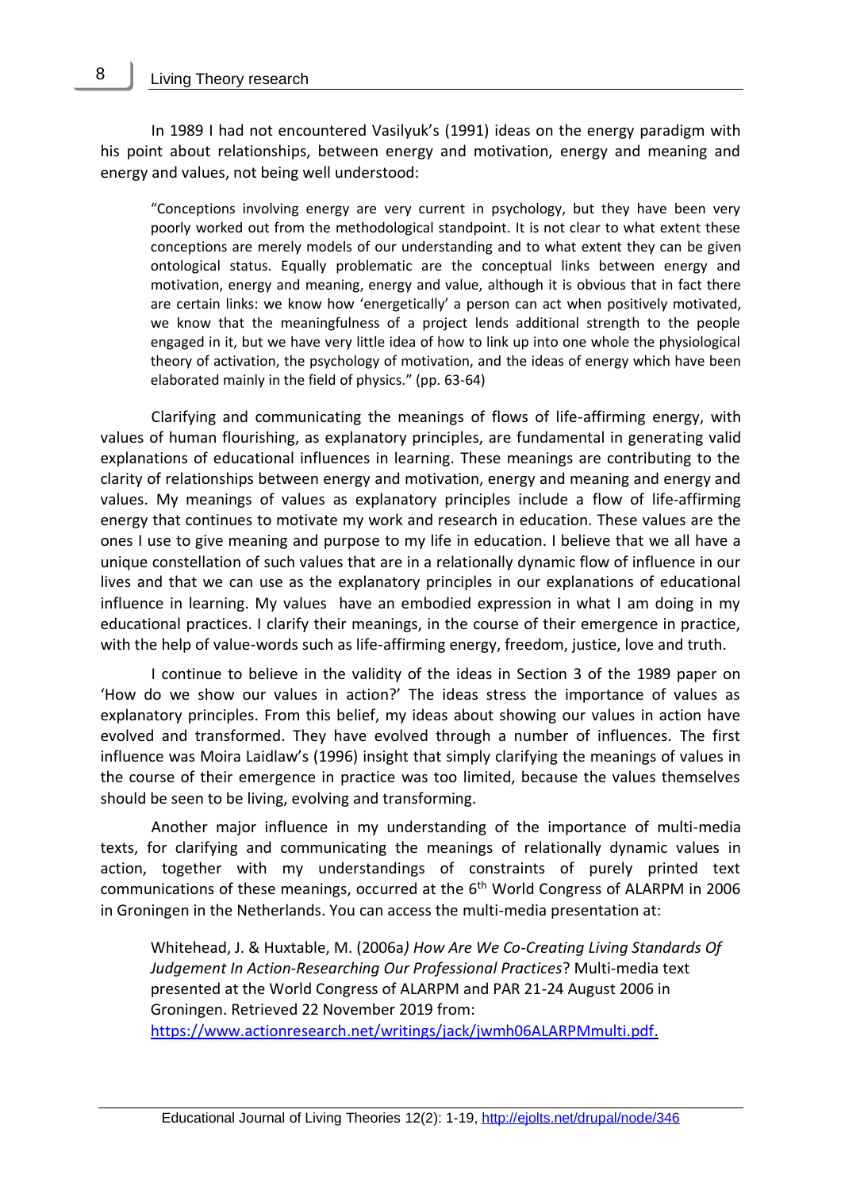In 1989 I had not encountered Vasilyuk's (1991) ideas on the energy paradigm with his point about relationships, between energy and motivation, energy and meaning and energy and values, not being well understood:

> "Conceptions involving energy are very current in psychology, but they have been very poorly worked out from the methodological standpoint. It is not clear to what extent these conceptions are merely models of our understanding and to what extent they can be given ontological status. Equally problematic are the conceptual links between energy and motivation, energy and meaning, energy and value, although it is obvious that in fact there are certain links: we know how 'energetically' a person can act when positively motivated, we know that the meaningfulness of a project lends additional strength to the people engaged in it, but we have very little idea of how to link up into one whole the physiological theory of activation, the psychology of motivation, and the ideas of energy which have been elaborated mainly in the field of physics." (pp. 63-64)

Clarifying and communicating the meanings of flows of life-affirming energy, with values of human flourishing, as explanatory principles, are fundamental in generating valid explanations of educational influences in learning. These meanings are contributing to the clarity of relationships between energy and motivation, energy and meaning and energy and values. My meanings of values as explanatory principles include a flow of life-affirming energy that continues to motivate my work and research in education. These values are the ones I use to give meaning and purpose to my life in education. I believe that we all have a unique constellation of such values that are in a relationally dynamic flow of influence in our lives and that we can use as the explanatory principles in our explanations of educational influence in learning. My values have an embodied expression in what I am doing in my educational practices. I clarify their meanings, in the course of their emergence in practice, with the help of value-words such as life-affirming energy, freedom, justice, love and truth.

I continue to believe in the validity of the ideas in Section 3 of the 1989 paper on 'How do we show our values in action?' The ideas stress the importance of values as explanatory principles. From this belief, my ideas about showing our values in action have evolved and transformed. They have evolved through a number of influences. The first influence was Moira Laidlaw's (1996) insight that simply clarifying the meanings of values in the course of their emergence in practice was too limited, because the values themselves should be seen to be living, evolving and transforming.

Another major influence in my understanding of the importance of multi-media texts, for clarifying and communicating the meanings of relationally dynamic values in action, together with my understandings of constraints of purely printed text communications of these meanings, occurred at the 6th World Congress of ALARPM in 2006 in Groningen in the Netherlands. You can access the multi-media presentation at:

> Whitehead, J. & Huxtable, M. (2006a*) How Are We Co-Creating Living Standards Of Judgement In Action-Researching Our Professional Practices*? Multi-media text presented at the World Congress of ALARPM and PAR 21-24 August 2006 in Groningen. Retrieved 22 November 2019 from: https://www.actionresearch.net/writings/jack/jwmh06ALARPMmulti.pdf.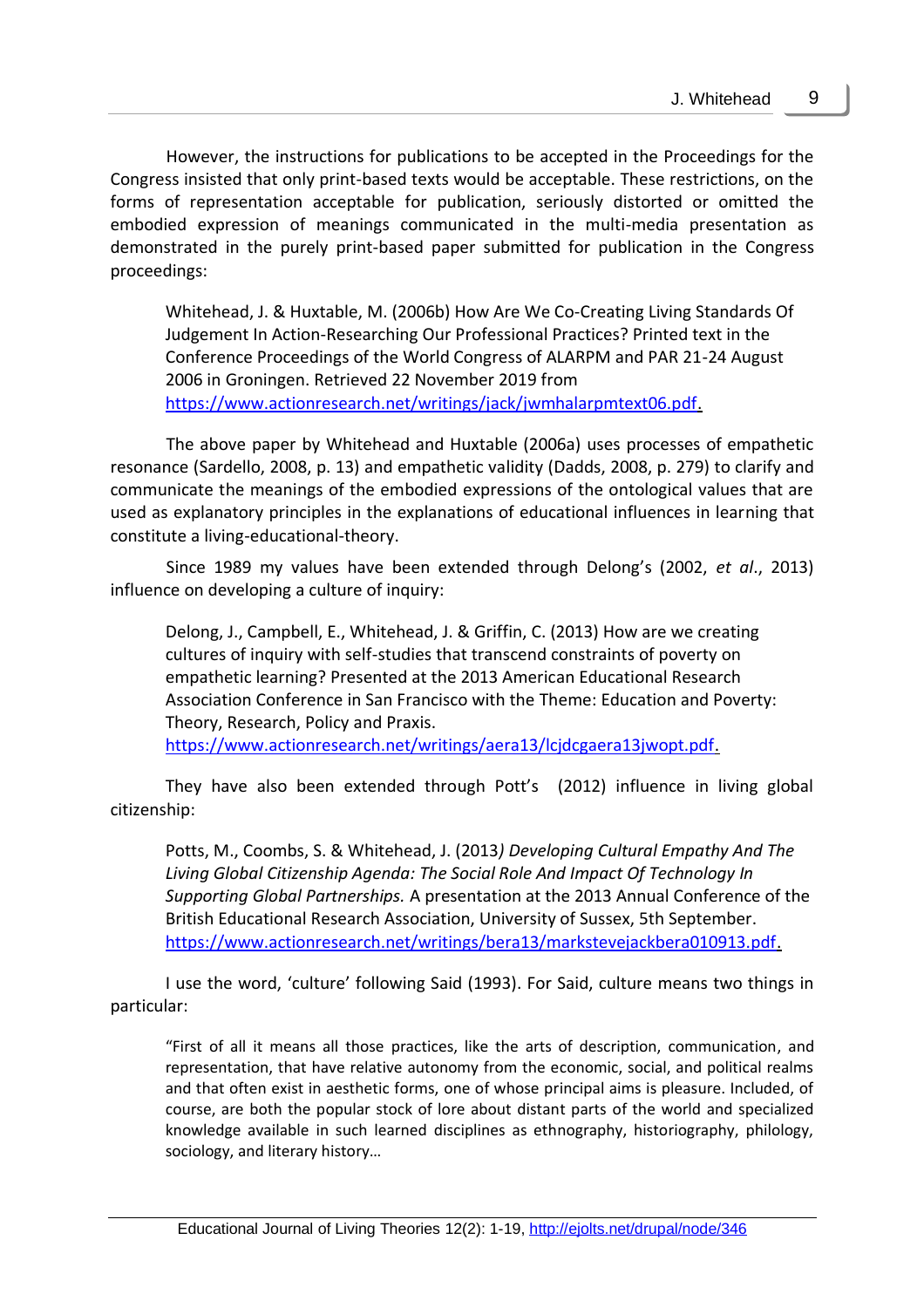However, the instructions for publications to be accepted in the Proceedings for the Congress insisted that only print-based texts would be acceptable. These restrictions, on the forms of representation acceptable for publication, seriously distorted or omitted the embodied expression of meanings communicated in the multi-media presentation as demonstrated in the purely print-based paper submitted for publication in the Congress proceedings:

> Whitehead, J. & Huxtable, M. (2006b) How Are We Co-Creating Living Standards Of Judgement In Action-Researching Our Professional Practices? Printed text in the Conference Proceedings of the World Congress of ALARPM and PAR 21-24 August 2006 in Groningen. Retrieved 22 November 2019 from https://www.actionresearch.net/writings/jack/jwmhalarpmtext06.pdf.

The above paper by Whitehead and Huxtable (2006a) uses processes of empathetic resonance (Sardello, 2008, p. 13) and empathetic validity (Dadds, 2008, p. 279) to clarify and communicate the meanings of the embodied expressions of the ontological values that are used as explanatory principles in the explanations of educational influences in learning that constitute a living-educational-theory.

Since 1989 my values have been extended through Delong's (2002, *et al*., 2013) influence on developing a culture of inquiry:

> Delong, J., Campbell, E., Whitehead, J. & Griffin, C. (2013) How are we creating cultures of inquiry with self-studies that transcend constraints of poverty on empathetic learning? Presented at the 2013 American Educational Research Association Conference in San Francisco with the Theme: Education and Poverty: Theory, Research, Policy and Praxis. https://www.actionresearch.net/writings/aera13/lcjdcgaera13jwopt.pdf.

They have also been extended through Pott's (2012) influence in living global citizenship:

> Potts, M., Coombs, S. & Whitehead, J. (2013*) Developing Cultural Empathy And The Living Global Citizenship Agenda: The Social Role And Impact Of Technology In Supporting Global Partnerships.* A presentation at the 2013 Annual Conference of the British Educational Research Association, University of Sussex, 5th September. https://www.actionresearch.net/writings/bera13/markstevejackbera010913.pdf.

I use the word, 'culture' following Said (1993). For Said, culture means two things in particular:

> "First of all it means all those practices, like the arts of description, communication, and representation, that have relative autonomy from the economic, social, and political realms and that often exist in aesthetic forms, one of whose principal aims is pleasure. Included, of course, are both the popular stock of lore about distant parts of the world and specialized knowledge available in such learned disciplines as ethnography, historiography, philology, sociology, and literary history…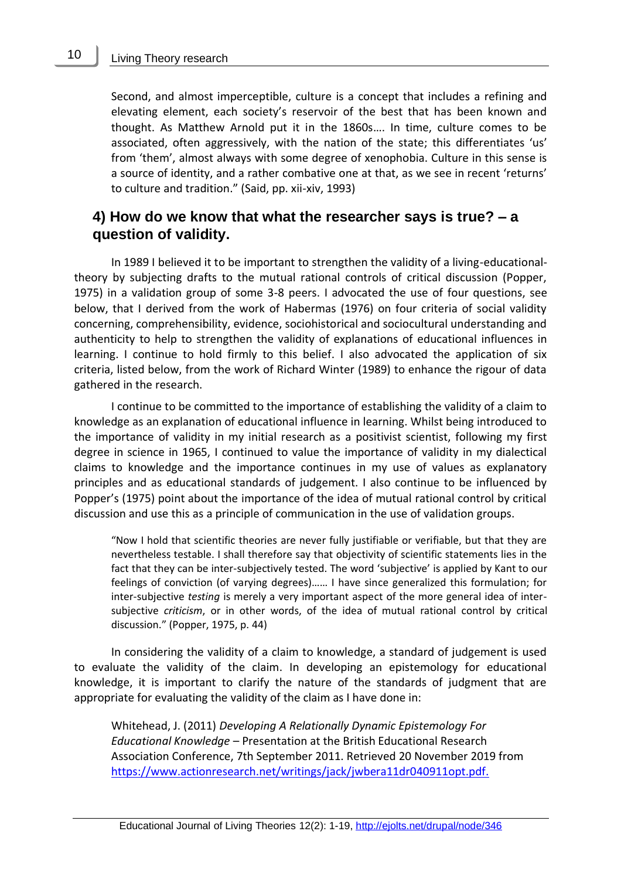Second, and almost imperceptible, culture is a concept that includes a refining and elevating element, each society's reservoir of the best that has been known and thought. As Matthew Arnold put it in the 1860s…. In time, culture comes to be associated, often aggressively, with the nation of the state; this differentiates 'us' from 'them', almost always with some degree of xenophobia. Culture in this sense is a source of identity, and a rather combative one at that, as we see in recent 'returns' to culture and tradition." (Said, pp. xii-xiv, 1993)

## 4) How do we know that what the researcher says is true? – a question of validity.

In 1989 I believed it to be important to strengthen the validity of a living-educational-theory by subjecting drafts to the mutual rational controls of critical discussion (Popper, 1975) in a validation group of some 3-8 peers. I advocated the use of four questions, see below, that I derived from the work of Habermas (1976) on four criteria of social validity concerning, comprehensibility, evidence, sociohistorical and sociocultural understanding and authenticity to help to strengthen the validity of explanations of educational influences in learning. I continue to hold firmly to this belief. I also advocated the application of six criteria, listed below, from the work of Richard Winter (1989) to enhance the rigour of data gathered in the research.

I continue to be committed to the importance of establishing the validity of a claim to knowledge as an explanation of educational influence in learning. Whilst being introduced to the importance of validity in my initial research as a positivist scientist, following my first degree in science in 1965, I continued to value the importance of validity in my dialectical claims to knowledge and the importance continues in my use of values as explanatory principles and as educational standards of judgement. I also continue to be influenced by Popper's (1975) point about the importance of the idea of mutual rational control by critical discussion and use this as a principle of communication in the use of validation groups.

> "Now I hold that scientific theories are never fully justifiable or verifiable, but that they are nevertheless testable. I shall therefore say that objectivity of scientific statements lies in the fact that they can be inter-subjectively tested. The word 'subjective' is applied by Kant to our feelings of conviction (of varying degrees)…… I have since generalized this formulation; for inter-subjective *testing* is merely a very important aspect of the more general idea of inter-subjective *criticism*, or in other words, of the idea of mutual rational control by critical discussion." (Popper, 1975, p. 44)

In considering the validity of a claim to knowledge, a standard of judgement is used to evaluate the validity of the claim. In developing an epistemology for educational knowledge, it is important to clarify the nature of the standards of judgment that are appropriate for evaluating the validity of the claim as I have done in:

> Whitehead, J. (2011) *Developing A Relationally Dynamic Epistemology For Educational Knowledge* – Presentation at the British Educational Research Association Conference, 7th September 2011. Retrieved 20 November 2019 from https://www.actionresearch.net/writings/jack/jwbera11dr040911opt.pdf.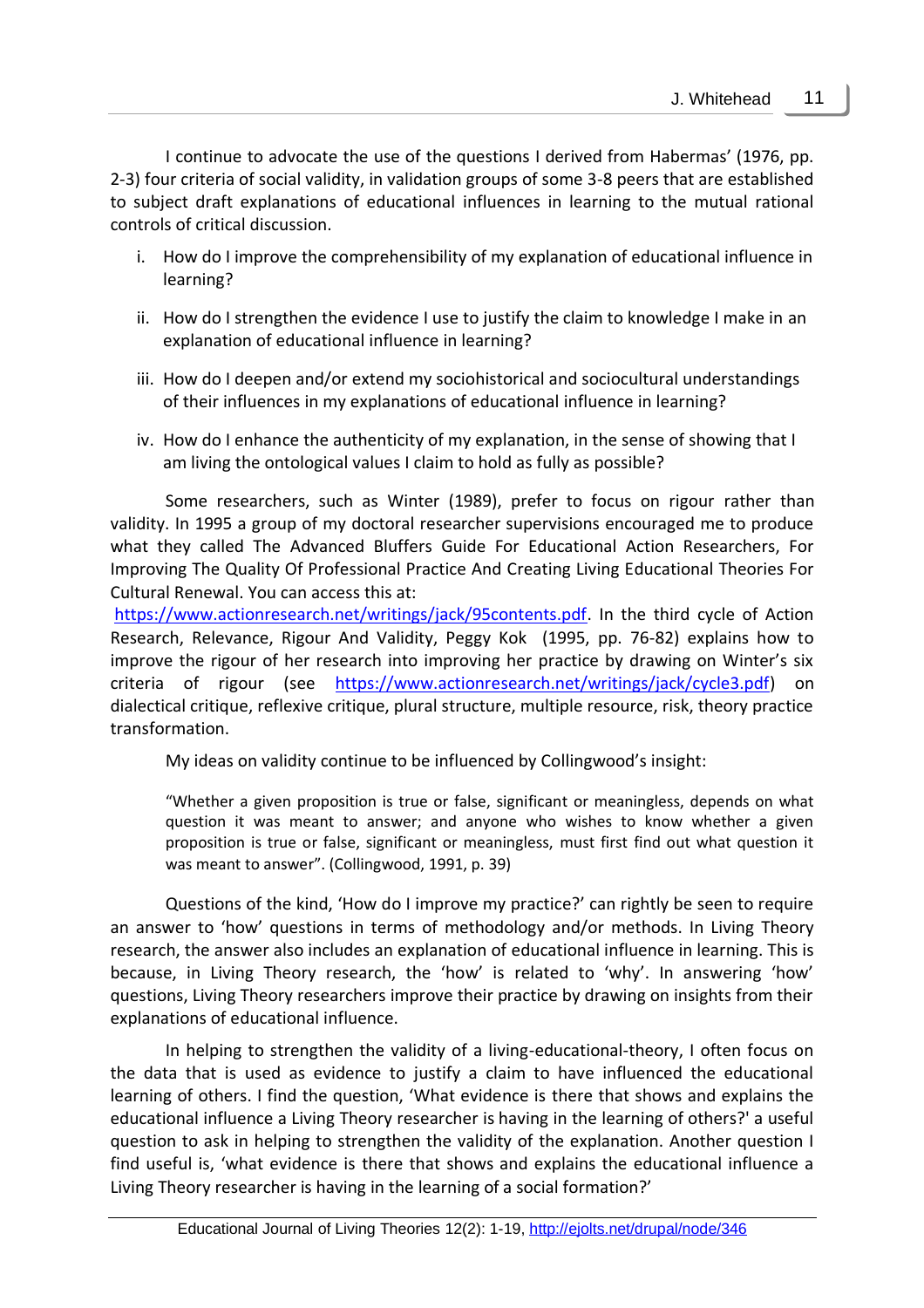I continue to advocate the use of the questions I derived from Habermas' (1976, pp. 2-3) four criteria of social validity, in validation groups of some 3-8 peers that are established to subject draft explanations of educational influences in learning to the mutual rational controls of critical discussion.

i. How do I improve the comprehensibility of my explanation of educational influence in learning?

ii. How do I strengthen the evidence I use to justify the claim to knowledge I make in an explanation of educational influence in learning?

iii. How do I deepen and/or extend my sociohistorical and sociocultural understandings of their influences in my explanations of educational influence in learning?

iv. How do I enhance the authenticity of my explanation, in the sense of showing that I am living the ontological values I claim to hold as fully as possible?

Some researchers, such as Winter (1989), prefer to focus on rigour rather than validity. In 1995 a group of my doctoral researcher supervisions encouraged me to produce what they called The Advanced Bluffers Guide For Educational Action Researchers, For Improving The Quality Of Professional Practice And Creating Living Educational Theories For Cultural Renewal. You can access this at: https://www.actionresearch.net/writings/jack/95contents.pdf. In the third cycle of Action Research, Relevance, Rigour And Validity, Peggy Kok (1995, pp. 76-82) explains how to improve the rigour of her research into improving her practice by drawing on Winter's six criteria of rigour (see https://www.actionresearch.net/writings/jack/cycle3.pdf) on dialectical critique, reflexive critique, plural structure, multiple resource, risk, theory practice transformation.

My ideas on validity continue to be influenced by Collingwood's insight:

> "Whether a given proposition is true or false, significant or meaningless, depends on what question it was meant to answer; and anyone who wishes to know whether a given proposition is true or false, significant or meaningless, must first find out what question it was meant to answer". (Collingwood, 1991, p. 39)

Questions of the kind, 'How do I improve my practice?' can rightly be seen to require an answer to 'how' questions in terms of methodology and/or methods. In Living Theory research, the answer also includes an explanation of educational influence in learning. This is because, in Living Theory research, the 'how' is related to 'why'. In answering 'how' questions, Living Theory researchers improve their practice by drawing on insights from their explanations of educational influence.

In helping to strengthen the validity of a living-educational-theory, I often focus on the data that is used as evidence to justify a claim to have influenced the educational learning of others. I find the question, 'What evidence is there that shows and explains the educational influence a Living Theory researcher is having in the learning of others?' a useful question to ask in helping to strengthen the validity of the explanation. Another question I find useful is, 'what evidence is there that shows and explains the educational influence a Living Theory researcher is having in the learning of a social formation?'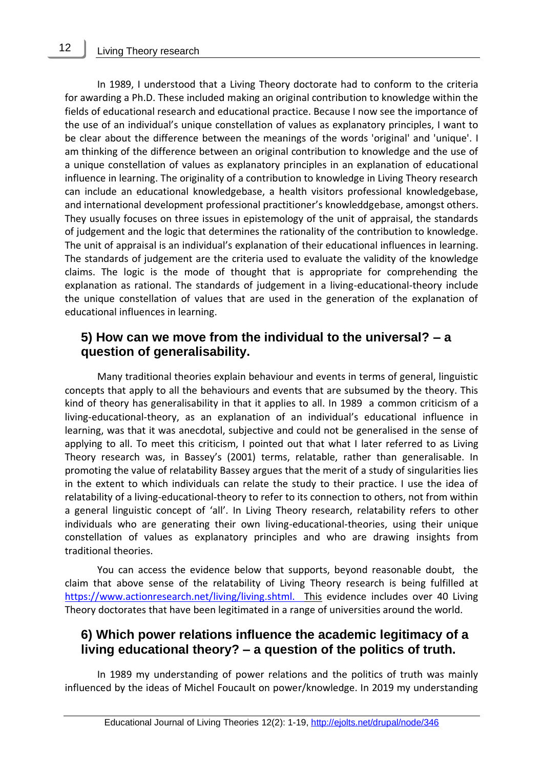In 1989, I understood that a Living Theory doctorate had to conform to the criteria for awarding a Ph.D. These included making an original contribution to knowledge within the fields of educational research and educational practice. Because I now see the importance of the use of an individual's unique constellation of values as explanatory principles, I want to be clear about the difference between the meanings of the words 'original' and 'unique'. I am thinking of the difference between an original contribution to knowledge and the use of a unique constellation of values as explanatory principles in an explanation of educational influence in learning. The originality of a contribution to knowledge in Living Theory research can include an educational knowledgebase, a health visitors professional knowledgebase, and international development professional practitioner's knowleddgebase, amongst others. They usually focuses on three issues in epistemology of the unit of appraisal, the standards of judgement and the logic that determines the rationality of the contribution to knowledge. The unit of appraisal is an individual's explanation of their educational influences in learning. The standards of judgement are the criteria used to evaluate the validity of the knowledge claims. The logic is the mode of thought that is appropriate for comprehending the explanation as rational. The standards of judgement in a living-educational-theory include the unique constellation of values that are used in the generation of the explanation of educational influences in learning.

## 5) How can we move from the individual to the universal? – a question of generalisability.

Many traditional theories explain behaviour and events in terms of general, linguistic concepts that apply to all the behaviours and events that are subsumed by the theory. This kind of theory has generalisability in that it applies to all. In 1989 a common criticism of a living-educational-theory, as an explanation of an individual's educational influence in learning, was that it was anecdotal, subjective and could not be generalised in the sense of applying to all. To meet this criticism, I pointed out that what I later referred to as Living Theory research was, in Bassey's (2001) terms, relatable, rather than generalisable. In promoting the value of relatability Bassey argues that the merit of a study of singularities lies in the extent to which individuals can relate the study to their practice. I use the idea of relatability of a living-educational-theory to refer to its connection to others, not from within a general linguistic concept of 'all'. In Living Theory research, relatability refers to other individuals who are generating their own living-educational-theories, using their unique constellation of values as explanatory principles and who are drawing insights from traditional theories.

You can access the evidence below that supports, beyond reasonable doubt, the claim that above sense of the relatability of Living Theory research is being fulfilled at https://www.actionresearch.net/living/living.shtml. This evidence includes over 40 Living Theory doctorates that have been legitimated in a range of universities around the world.

## 6) Which power relations influence the academic legitimacy of a living educational theory? – a question of the politics of truth.

In 1989 my understanding of power relations and the politics of truth was mainly influenced by the ideas of Michel Foucault on power/knowledge. In 2019 my understanding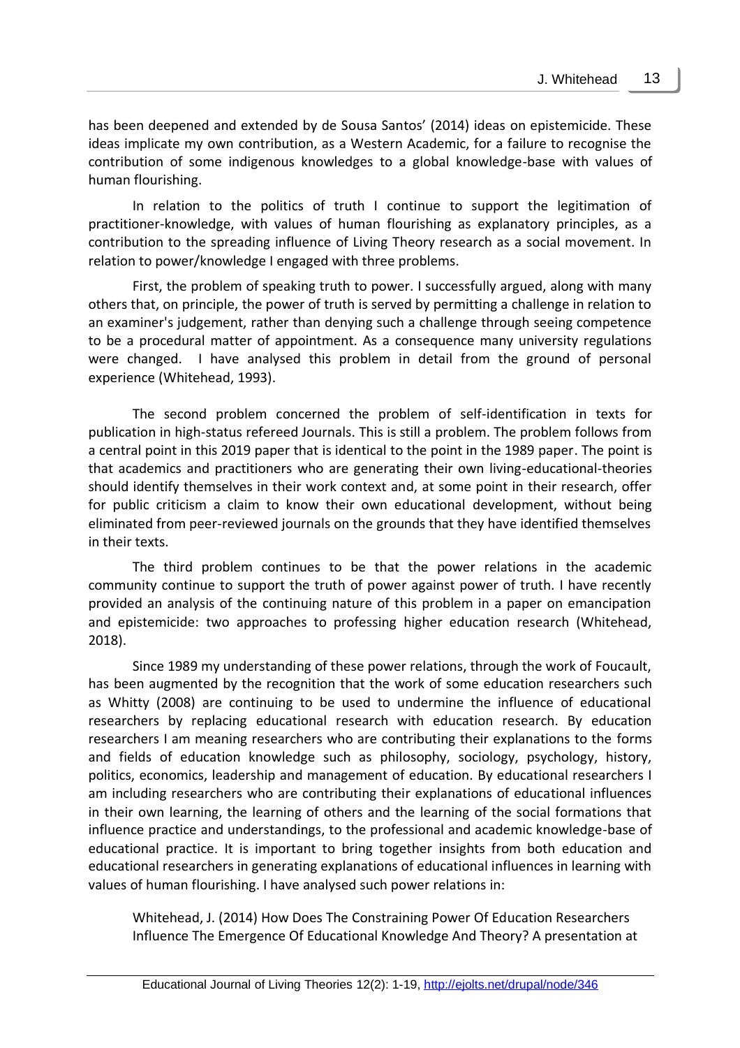has been deepened and extended by de Sousa Santos' (2014) ideas on epistemicide. These ideas implicate my own contribution, as a Western Academic, for a failure to recognise the contribution of some indigenous knowledges to a global knowledge-base with values of human flourishing.

In relation to the politics of truth I continue to support the legitimation of practitioner-knowledge, with values of human flourishing as explanatory principles, as a contribution to the spreading influence of Living Theory research as a social movement. In relation to power/knowledge I engaged with three problems.

First, the problem of speaking truth to power. I successfully argued, along with many others that, on principle, the power of truth is served by permitting a challenge in relation to an examiner's judgement, rather than denying such a challenge through seeing competence to be a procedural matter of appointment. As a consequence many university regulations were changed. I have analysed this problem in detail from the ground of personal experience (Whitehead, 1993).

The second problem concerned the problem of self-identification in texts for publication in high-status refereed Journals. This is still a problem. The problem follows from a central point in this 2019 paper that is identical to the point in the 1989 paper. The point is that academics and practitioners who are generating their own living-educational-theories should identify themselves in their work context and, at some point in their research, offer for public criticism a claim to know their own educational development, without being eliminated from peer-reviewed journals on the grounds that they have identified themselves in their texts.

The third problem continues to be that the power relations in the academic community continue to support the truth of power against power of truth. I have recently provided an analysis of the continuing nature of this problem in a paper on emancipation and epistemicide: two approaches to professing higher education research (Whitehead, 2018).

Since 1989 my understanding of these power relations, through the work of Foucault, has been augmented by the recognition that the work of some education researchers such as Whitty (2008) are continuing to be used to undermine the influence of educational researchers by replacing educational research with education research. By education researchers I am meaning researchers who are contributing their explanations to the forms and fields of education knowledge such as philosophy, sociology, psychology, history, politics, economics, leadership and management of education. By educational researchers I am including researchers who are contributing their explanations of educational influences in their own learning, the learning of others and the learning of the social formations that influence practice and understandings, to the professional and academic knowledge-base of educational practice. It is important to bring together insights from both education and educational researchers in generating explanations of educational influences in learning with values of human flourishing. I have analysed such power relations in:

> Whitehead, J. (2014) How Does The Constraining Power Of Education Researchers Influence The Emergence Of Educational Knowledge And Theory? A presentation at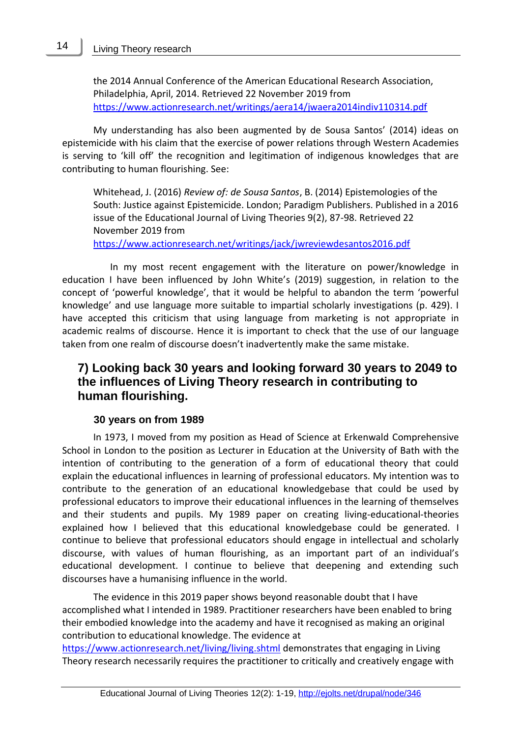the 2014 Annual Conference of the American Educational Research Association, Philadelphia, April, 2014. Retrieved 22 November 2019 from https://www.actionresearch.net/writings/aera14/jwaera2014indiv110314.pdf

My understanding has also been augmented by de Sousa Santos' (2014) ideas on epistemicide with his claim that the exercise of power relations through Western Academies is serving to 'kill off' the recognition and legitimation of indigenous knowledges that are contributing to human flourishing. See:

> Whitehead, J. (2016) *Review of: de Sousa Santos*, B. (2014) Epistemologies of the South: Justice against Epistemicide. London; Paradigm Publishers. Published in a 2016 issue of the Educational Journal of Living Theories 9(2), 87-98. Retrieved 22 November 2019 from https://www.actionresearch.net/writings/jack/jwreviewdesantos2016.pdf

In my most recent engagement with the literature on power/knowledge in education I have been influenced by John White's (2019) suggestion, in relation to the concept of 'powerful knowledge', that it would be helpful to abandon the term 'powerful knowledge' and use language more suitable to impartial scholarly investigations (p. 429). I have accepted this criticism that using language from marketing is not appropriate in academic realms of discourse. Hence it is important to check that the use of our language taken from one realm of discourse doesn't inadvertently make the same mistake.

## 7) Looking back 30 years and looking forward 30 years to 2049 to the influences of Living Theory research in contributing to human flourishing.

### 30 years on from 1989

In 1973, I moved from my position as Head of Science at Erkenwald Comprehensive School in London to the position as Lecturer in Education at the University of Bath with the intention of contributing to the generation of a form of educational theory that could explain the educational influences in learning of professional educators. My intention was to contribute to the generation of an educational knowledgebase that could be used by professional educators to improve their educational influences in the learning of themselves and their students and pupils. My 1989 paper on creating living-educational-theories explained how I believed that this educational knowledgebase could be generated. I continue to believe that professional educators should engage in intellectual and scholarly discourse, with values of human flourishing, as an important part of an individual's educational development. I continue to believe that deepening and extending such discourses have a humanising influence in the world.

The evidence in this 2019 paper shows beyond reasonable doubt that I have accomplished what I intended in 1989. Practitioner researchers have been enabled to bring their embodied knowledge into the academy and have it recognised as making an original contribution to educational knowledge. The evidence at https://www.actionresearch.net/living/living.shtml demonstrates that engaging in Living Theory research necessarily requires the practitioner to critically and creatively engage with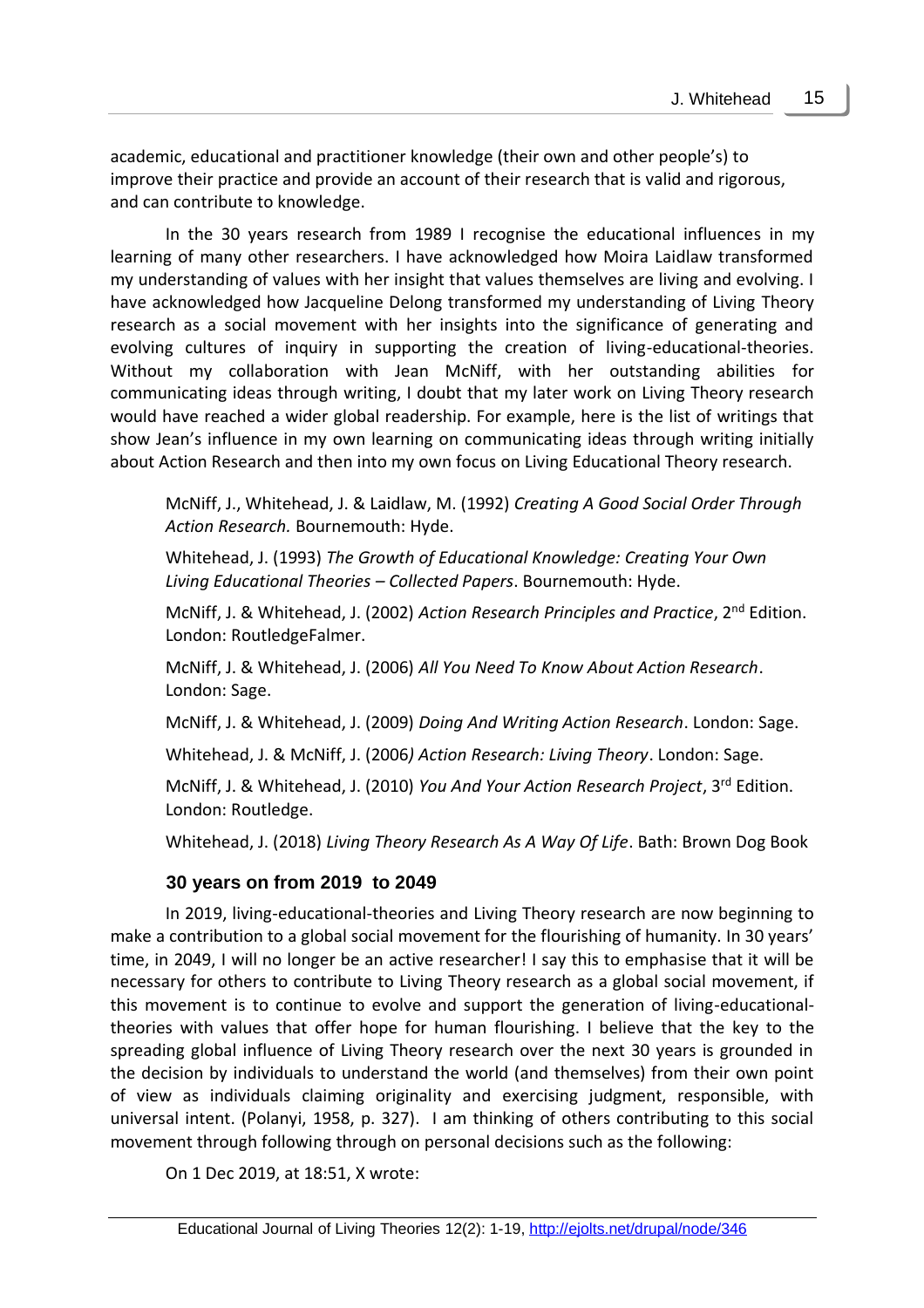academic, educational and practitioner knowledge (their own and other people's) to improve their practice and provide an account of their research that is valid and rigorous, and can contribute to knowledge.

In the 30 years research from 1989 I recognise the educational influences in my learning of many other researchers. I have acknowledged how Moira Laidlaw transformed my understanding of values with her insight that values themselves are living and evolving. I have acknowledged how Jacqueline Delong transformed my understanding of Living Theory research as a social movement with her insights into the significance of generating and evolving cultures of inquiry in supporting the creation of living-educational-theories. Without my collaboration with Jean McNiff, with her outstanding abilities for communicating ideas through writing, I doubt that my later work on Living Theory research would have reached a wider global readership. For example, here is the list of writings that show Jean's influence in my own learning on communicating ideas through writing initially about Action Research and then into my own focus on Living Educational Theory research.

> McNiff, J., Whitehead, J. & Laidlaw, M. (1992) *Creating A Good Social Order Through Action Research.* Bournemouth: Hyde.
>
> Whitehead, J. (1993) *The Growth of Educational Knowledge: Creating Your Own Living Educational Theories – Collected Papers*. Bournemouth: Hyde.
>
> McNiff, J. & Whitehead, J. (2002) *Action Research Principles and Practice*, 2nd Edition. London: RoutledgeFalmer.
>
> McNiff, J. & Whitehead, J. (2006) *All You Need To Know About Action Research*. London: Sage.
>
> McNiff, J. & Whitehead, J. (2009) *Doing And Writing Action Research*. London: Sage.
>
> Whitehead, J. & McNiff, J. (2006*) Action Research: Living Theory*. London: Sage.
>
> McNiff, J. & Whitehead, J. (2010) *You And Your Action Research Project*, 3rd Edition. London: Routledge.
>
> Whitehead, J. (2018) *Living Theory Research As A Way Of Life*. Bath: Brown Dog Book

## 30 years on from 2019 to 2049

In 2019, living-educational-theories and Living Theory research are now beginning to make a contribution to a global social movement for the flourishing of humanity. In 30 years' time, in 2049, I will no longer be an active researcher! I say this to emphasise that it will be necessary for others to contribute to Living Theory research as a global social movement, if this movement is to continue to evolve and support the generation of living-educational-theories with values that offer hope for human flourishing. I believe that the key to the spreading global influence of Living Theory research over the next 30 years is grounded in the decision by individuals to understand the world (and themselves) from their own point of view as individuals claiming originality and exercising judgment, responsible, with universal intent. (Polanyi, 1958, p. 327). I am thinking of others contributing to this social movement through following through on personal decisions such as the following:

On 1 Dec 2019, at 18:51, X wrote: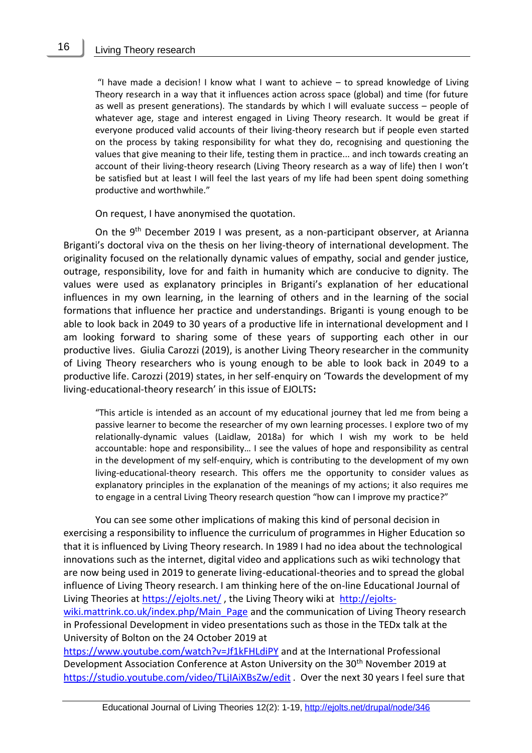> "I have made a decision! I know what I want to achieve – to spread knowledge of Living Theory research in a way that it influences action across space (global) and time (for future as well as present generations). The standards by which I will evaluate success – people of whatever age, stage and interest engaged in Living Theory research. It would be great if everyone produced valid accounts of their living-theory research but if people even started on the process by taking responsibility for what they do, recognising and questioning the values that give meaning to their life, testing them in practice... and inch towards creating an account of their living-theory research (Living Theory research as a way of life) then I won't be satisfied but at least I will feel the last years of my life had been spent doing something productive and worthwhile."

On request, I have anonymised the quotation.

On the 9th December 2019 I was present, as a non-participant observer, at Arianna Briganti's doctoral viva on the thesis on her living-theory of international development. The originality focused on the relationally dynamic values of empathy, social and gender justice, outrage, responsibility, love for and faith in humanity which are conducive to dignity. The values were used as explanatory principles in Briganti's explanation of her educational influences in my own learning, in the learning of others and in the learning of the social formations that influence her practice and understandings. Briganti is young enough to be able to look back in 2049 to 30 years of a productive life in international development and I am looking forward to sharing some of these years of supporting each other in our productive lives. Giulia Carozzi (2019), is another Living Theory researcher in the community of Living Theory researchers who is young enough to be able to look back in 2049 to a productive life. Carozzi (2019) states, in her self-enquiry on 'Towards the development of my living-educational-theory research' in this issue of EJOLTS**:**

> "This article is intended as an account of my educational journey that led me from being a passive learner to become the researcher of my own learning processes. I explore two of my relationally-dynamic values (Laidlaw, 2018a) for which I wish my work to be held accountable: hope and responsibility… I see the values of hope and responsibility as central in the development of my self-enquiry, which is contributing to the development of my own living-educational-theory research. This offers me the opportunity to consider values as explanatory principles in the explanation of the meanings of my actions; it also requires me to engage in a central Living Theory research question "how can I improve my practice?"

You can see some other implications of making this kind of personal decision in exercising a responsibility to influence the curriculum of programmes in Higher Education so that it is influenced by Living Theory research. In 1989 I had no idea about the technological innovations such as the internet, digital video and applications such as wiki technology that are now being used in 2019 to generate living-educational-theories and to spread the global influence of Living Theory research. I am thinking here of the on-line Educational Journal of Living Theories at https://ejolts.net/ , the Living Theory wiki at http://ejolts-wiki.mattrink.co.uk/index.php/Main_Page and the communication of Living Theory research in Professional Development in video presentations such as those in the TEDx talk at the University of Bolton on the 24 October 2019 at https://www.youtube.com/watch?v=Jf1kFHLdiPY and at the International Professional Development Association Conference at Aston University on the 30th November 2019 at https://studio.youtube.com/video/TLjIAiXBsZw/edit . Over the next 30 years I feel sure that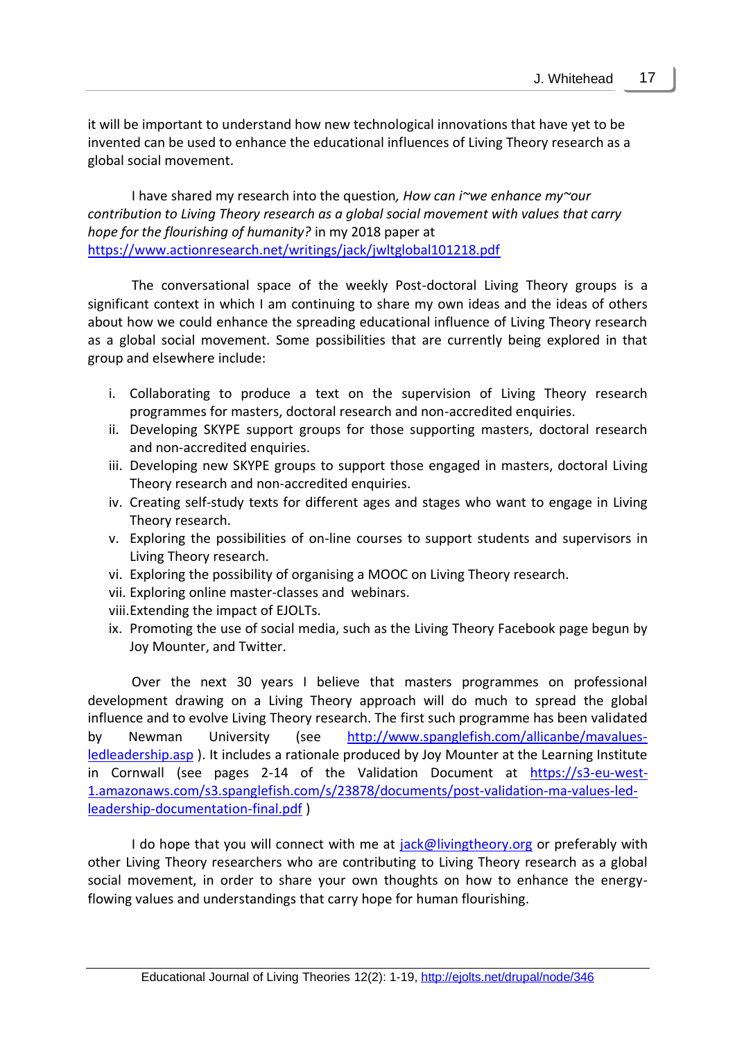it will be important to understand how new technological innovations that have yet to be invented can be used to enhance the educational influences of Living Theory research as a global social movement.

I have shared my research into the question*, How can i~we enhance my~our contribution to Living Theory research as a global social movement with values that carry hope for the flourishing of humanity?* in my 2018 paper at https://www.actionresearch.net/writings/jack/jwltglobal101218.pdf

The conversational space of the weekly Post-doctoral Living Theory groups is a significant context in which I am continuing to share my own ideas and the ideas of others about how we could enhance the spreading educational influence of Living Theory research as a global social movement. Some possibilities that are currently being explored in that group and elsewhere include:

i. Collaborating to produce a text on the supervision of Living Theory research programmes for masters, doctoral research and non-accredited enquiries.
ii. Developing SKYPE support groups for those supporting masters, doctoral research and non-accredited enquiries.
iii. Developing new SKYPE groups to support those engaged in masters, doctoral Living Theory research and non-accredited enquiries.
iv. Creating self-study texts for different ages and stages who want to engage in Living Theory research.
v. Exploring the possibilities of on-line courses to support students and supervisors in Living Theory research.
vi. Exploring the possibility of organising a MOOC on Living Theory research.
vii. Exploring online master-classes and webinars.
viii. Extending the impact of EJOLTs.
ix. Promoting the use of social media, such as the Living Theory Facebook page begun by Joy Mounter, and Twitter.

Over the next 30 years I believe that masters programmes on professional development drawing on a Living Theory approach will do much to spread the global influence and to evolve Living Theory research. The first such programme has been validated by Newman University (see http://www.spanglefish.com/allicanbe/mavalues-ledleadership.asp ). It includes a rationale produced by Joy Mounter at the Learning Institute in Cornwall (see pages 2-14 of the Validation Document at https://s3-eu-west-1.amazonaws.com/s3.spanglefish.com/s/23878/documents/post-validation-ma-values-led-leadership-documentation-final.pdf )

I do hope that you will connect with me at jack@livingtheory.org or preferably with other Living Theory researchers who are contributing to Living Theory research as a global social movement, in order to share your own thoughts on how to enhance the energy-flowing values and understandings that carry hope for human flourishing.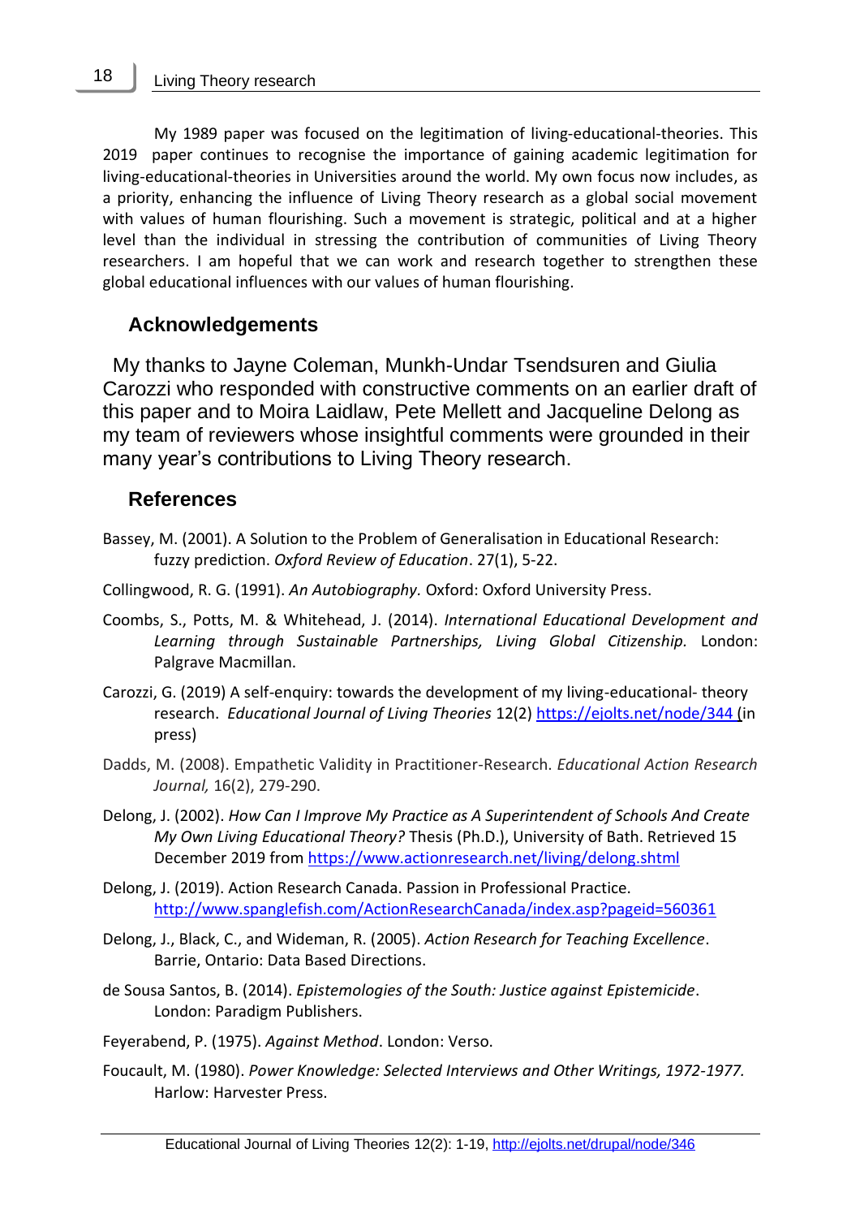My 1989 paper was focused on the legitimation of living-educational-theories. This 2019 paper continues to recognise the importance of gaining academic legitimation for living-educational-theories in Universities around the world. My own focus now includes, as a priority, enhancing the influence of Living Theory research as a global social movement with values of human flourishing. Such a movement is strategic, political and at a higher level than the individual in stressing the contribution of communities of Living Theory researchers. I am hopeful that we can work and research together to strengthen these global educational influences with our values of human flourishing.

## Acknowledgements

My thanks to Jayne Coleman, Munkh-Undar Tsendsuren and Giulia Carozzi who responded with constructive comments on an earlier draft of this paper and to Moira Laidlaw, Pete Mellett and Jacqueline Delong as my team of reviewers whose insightful comments were grounded in their many year's contributions to Living Theory research.

## References

Bassey, M. (2001). A Solution to the Problem of Generalisation in Educational Research: fuzzy prediction. *Oxford Review of Education*. 27(1), 5-22.

Collingwood, R. G. (1991). *An Autobiography.* Oxford: Oxford University Press.

Coombs, S., Potts, M. & Whitehead, J. (2014). *International Educational Development and Learning through Sustainable Partnerships, Living Global Citizenship.* London: Palgrave Macmillan.

Carozzi, G. (2019) A self-enquiry: towards the development of my living-educational- theory research. *Educational Journal of Living Theories* 12(2) https://ejolts.net/node/344 (in press)

Dadds, M. (2008). Empathetic Validity in Practitioner-Research. *Educational Action Research Journal,* 16(2), 279-290.

Delong, J. (2002). *How Can I Improve My Practice as A Superintendent of Schools And Create My Own Living Educational Theory?* Thesis (Ph.D.), University of Bath. Retrieved 15 December 2019 from https://www.actionresearch.net/living/delong.shtml

Delong, J. (2019). Action Research Canada. Passion in Professional Practice. http://www.spanglefish.com/ActionResearchCanada/index.asp?pageid=560361

Delong, J., Black, C., and Wideman, R. (2005). *Action Research for Teaching Excellence*. Barrie, Ontario: Data Based Directions.

de Sousa Santos, B. (2014). *Epistemologies of the South: Justice against Epistemicide*. London: Paradigm Publishers.

Feyerabend, P. (1975). *Against Method*. London: Verso.

Foucault, M. (1980). *Power Knowledge: Selected Interviews and Other Writings, 1972-1977.* Harlow: Harvester Press.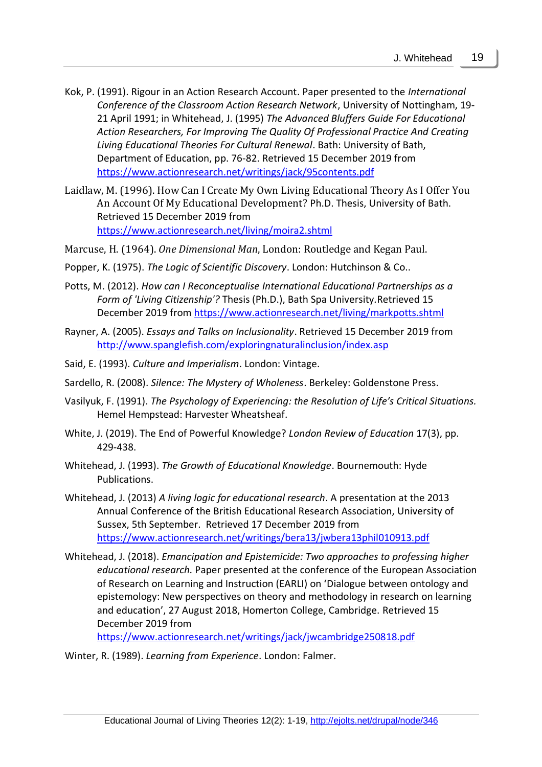Kok, P. (1991). Rigour in an Action Research Account. Paper presented to the *International Conference of the Classroom Action Research Network*, University of Nottingham, 19-21 April 1991; in Whitehead, J. (1995) *The Advanced Bluffers Guide For Educational Action Researchers, For Improving The Quality Of Professional Practice And Creating Living Educational Theories For Cultural Renewal*. Bath: University of Bath, Department of Education, pp. 76-82. Retrieved 15 December 2019 from https://www.actionresearch.net/writings/jack/95contents.pdf

Laidlaw, M. (1996). How Can I Create My Own Living Educational Theory As I Offer You An Account Of My Educational Development? Ph.D. Thesis, University of Bath. Retrieved 15 December 2019 from https://www.actionresearch.net/living/moira2.shtml

Marcuse, H. (1964). *One Dimensional Man*, London: Routledge and Kegan Paul.

Popper, K. (1975). *The Logic of Scientific Discovery*. London: Hutchinson & Co..

Potts, M. (2012). *How can I Reconceptualise International Educational Partnerships as a Form of 'Living Citizenship'?* Thesis (Ph.D.), Bath Spa University.Retrieved 15 December 2019 from https://www.actionresearch.net/living/markpotts.shtml

Rayner, A. (2005). *Essays and Talks on Inclusionality*. Retrieved 15 December 2019 from http://www.spanglefish.com/exploringnaturalinclusion/index.asp

Said, E. (1993). *Culture and Imperialism*. London: Vintage.

Sardello, R. (2008). *Silence: The Mystery of Wholeness*. Berkeley: Goldenstone Press.

Vasilyuk, F. (1991). *The Psychology of Experiencing: the Resolution of Life's Critical Situations.* Hemel Hempstead: Harvester Wheatsheaf.

White, J. (2019). The End of Powerful Knowledge? *London Review of Education* 17(3), pp. 429-438.

Whitehead, J. (1993). *The Growth of Educational Knowledge*. Bournemouth: Hyde Publications.

Whitehead, J. (2013) *A living logic for educational research*. A presentation at the 2013 Annual Conference of the British Educational Research Association, University of Sussex, 5th September. Retrieved 17 December 2019 from https://www.actionresearch.net/writings/bera13/jwbera13phil010913.pdf

Whitehead, J. (2018). *Emancipation and Epistemicide: Two approaches to professing higher educational research.* Paper presented at the conference of the European Association of Research on Learning and Instruction (EARLI) on 'Dialogue between ontology and epistemology: New perspectives on theory and methodology in research on learning and education', 27 August 2018, Homerton College, Cambridge. Retrieved 15 December 2019 from https://www.actionresearch.net/writings/jack/jwcambridge250818.pdf

Winter, R. (1989). *Learning from Experience*. London: Falmer.